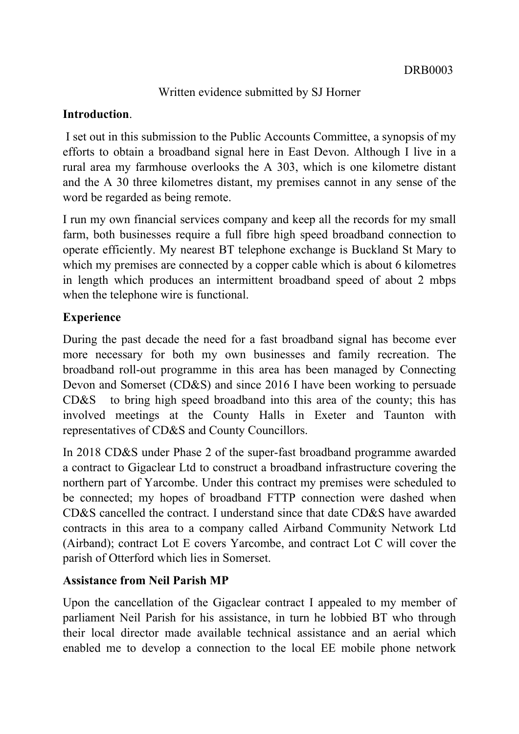DRB0003

Written evidence submitted by SJ Horner

**Introduction**.

I set out in this submission to the Public Accounts Committee, a synopsis of my efforts to obtain a broadband signal here in East Devon. Although I live in a rural area my farmhouse overlooks the A 303, which is one kilometre distant and the A 30 three kilometres distant, my premises cannot in any sense of the word be regarded as being remote.

I run my own financial services company and keep all the records for my small farm, both businesses require a full fibre high speed broadband connection to operate efficiently. My nearest BT telephone exchange is Buckland St Mary to which my premises are connected by a copper cable which is about 6 kilometres in length which produces an intermittent broadband speed of about 2 mbps when the telephone wire is functional.

**Experience**

During the past decade the need for a fast broadband signal has become ever more necessary for both my own businesses and family recreation. The broadband roll-out programme in this area has been managed by Connecting Devon and Somerset (CD&S) and since 2016 I have been working to persuade CD&S to bring high speed broadband into this area of the county; this has involved meetings at the County Halls in Exeter and Taunton with representatives of CD&S and County Councillors.

In 2018 CD&S under Phase 2 of the super-fast broadband programme awarded a contract to Gigaclear Ltd to construct a broadband infrastructure covering the northern part of Yarcombe. Under this contract my premises were scheduled to be connected; my hopes of broadband FTTP connection were dashed when CD&S cancelled the contract. I understand since that date CD&S have awarded contracts in this area to a company called Airband Community Network Ltd (Airband); contract Lot E covers Yarcombe, and contract Lot C will cover the parish of Otterford which lies in Somerset.

**Assistance from Neil Parish MP**

Upon the cancellation of the Gigaclear contract I appealed to my member of parliament Neil Parish for his assistance, in turn he lobbied BT who through their local director made available technical assistance and an aerial which enabled me to develop a connection to the local EE mobile phone network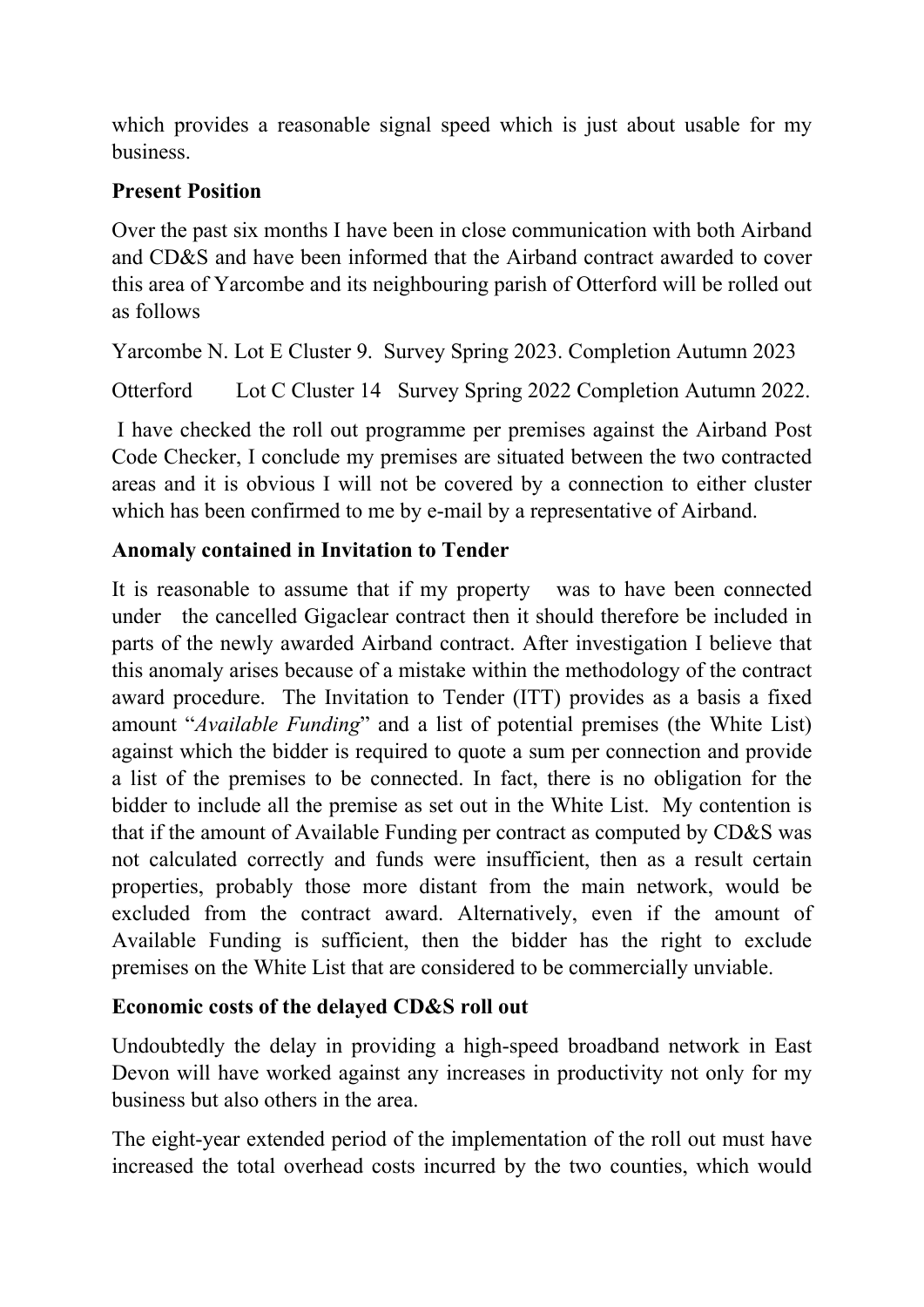which provides a reasonable signal speed which is just about usable for my business.

**Present Position**

Over the past six months I have been in close communication with both Airband and CD&S and have been informed that the Airband contract awarded to cover this area of Yarcombe and its neighbouring parish of Otterford will be rolled out as follows

Yarcombe N. Lot E Cluster 9. Survey Spring 2023. Completion Autumn 2023

Otterford Lot C Cluster 14 Survey Spring 2022 Completion Autumn 2022.

I have checked the roll out programme per premises against the Airband Post Code Checker, I conclude my premises are situated between the two contracted areas and it is obvious I will not be covered by a connection to either cluster which has been confirmed to me by e-mail by a representative of Airband.

**Anomaly contained in Invitation to Tender**

It is reasonable to assume that if my property was to have been connected under the cancelled Gigaclear contract then it should therefore be included in parts of the newly awarded Airband contract. After investigation I believe that this anomaly arises because of a mistake within the methodology of the contract award procedure. The Invitation to Tender (ITT) provides as a basis a fixed amount "*Available Funding*" and a list of potential premises (the White List) against which the bidder is required to quote a sum per connection and provide a list of the premises to be connected. In fact, there is no obligation for the bidder to include all the premise as set out in the White List. My contention is that if the amount of Available Funding per contract as computed by CD&S was not calculated correctly and funds were insufficient, then as a result certain properties, probably those more distant from the main network, would be excluded from the contract award. Alternatively, even if the amount of Available Funding is sufficient, then the bidder has the right to exclude premises on the White List that are considered to be commercially unviable.

**Economic costs of the delayed CD&S roll out**

Undoubtedly the delay in providing a high-speed broadband network in East Devon will have worked against any increases in productivity not only for my business but also others in the area.

The eight-year extended period of the implementation of the roll out must have increased the total overhead costs incurred by the two counties, which would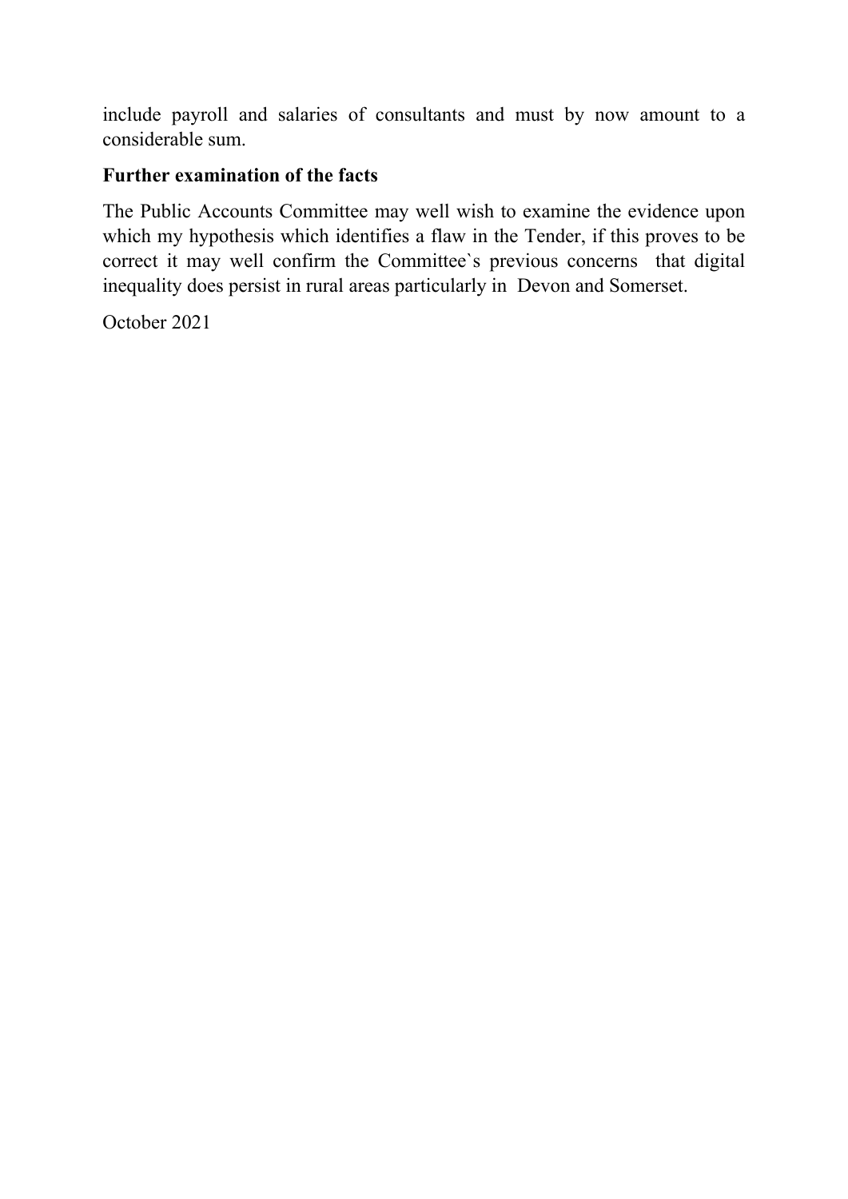include payroll and salaries of consultants and must by now amount to a considerable sum.

**Further examination of the facts**

The Public Accounts Committee may well wish to examine the evidence upon which my hypothesis which identifies a flaw in the Tender, if this proves to be correct it may well confirm the Committee`s previous concerns that digital inequality does persist in rural areas particularly in Devon and Somerset.

October 2021